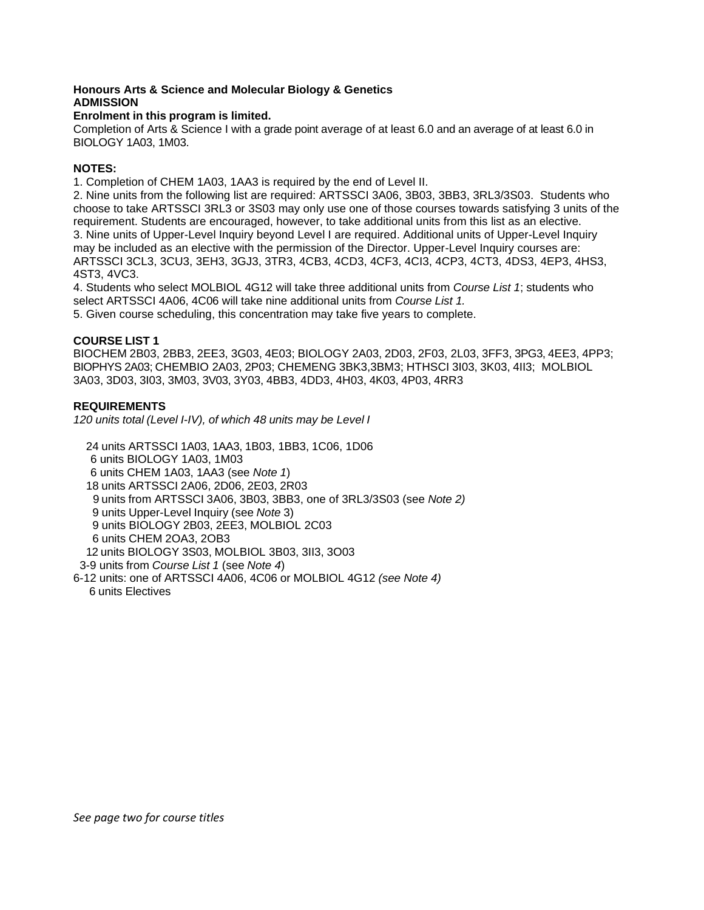**Honours Arts & Science and Molecular Biology & Genetics**

**ADMISSION**

**Enrolment in this program is limited.**

Completion of Arts & Science I with a grade point average of at least 6.0 and an average of at least 6.0 in BIOLOGY 1A03, 1M03.

**NOTES:**

1. Completion of CHEM 1A03, 1AA3 is required by the end of Level II.
2. Nine units from the following list are required: ARTSSCI 3A06, 3B03, 3BB3, 3RL3/3S03. Students who choose to take ARTSSCI 3RL3 or 3S03 may only use one of those courses towards satisfying 3 units of the requirement. Students are encouraged, however, to take additional units from this list as an elective.
3. Nine units of Upper-Level Inquiry beyond Level I are required. Additional units of Upper-Level Inquiry may be included as an elective with the permission of the Director. Upper-Level Inquiry courses are: ARTSSCI 3CL3, 3CU3, 3EH3, 3GJ3, 3TR3, 4CB3, 4CD3, 4CF3, 4CI3, 4CP3, 4CT3, 4DS3, 4EP3, 4HS3, 4ST3, 4VC3.
4. Students who select MOLBIOL 4G12 will take three additional units from *Course List 1*; students who select ARTSSCI 4A06, 4C06 will take nine additional units from *Course List 1.*
5. Given course scheduling, this concentration may take five years to complete.

**COURSE LIST 1**

BIOCHEM 2B03, 2BB3, 2EE3, 3G03, 4E03; BIOLOGY 2A03, 2D03, 2F03, 2L03, 3FF3, 3PG3, 4EE3, 4PP3; BIOPHYS 2A03; CHEMBIO 2A03, 2P03; CHEMENG 3BK3,3BM3; HTHSCI 3I03, 3K03, 4II3; MOLBIOL 3A03, 3D03, 3I03, 3M03, 3V03, 3Y03, 4BB3, 4DD3, 4H03, 4K03, 4P03, 4RR3

**REQUIREMENTS**

*120 units total (Level I-IV), of which 48 units may be Level I*

- 24 units ARTSSCI 1A03, 1AA3, 1B03, 1BB3, 1C06, 1D06
- 6 units BIOLOGY 1A03, 1M03
- 6 units CHEM 1A03, 1AA3 (see *Note 1*)
- 18 units ARTSSCI 2A06, 2D06, 2E03, 2R03
- 9 units from ARTSSCI 3A06, 3B03, 3BB3, one of 3RL3/3S03 (see *Note 2)*
- 9 units Upper-Level Inquiry (see *Note* 3)
- 9 units BIOLOGY 2B03, 2EE3, MOLBIOL 2C03
- 6 units CHEM 2OA3, 2OB3
- 12 units BIOLOGY 3S03, MOLBIOL 3B03, 3II3, 3O03
- 3-9 units from *Course List 1* (see *Note 4*)
- 6-12 units: one of ARTSSCI 4A06, 4C06 or MOLBIOL 4G12 *(see Note 4)*
- 6 units Electives

*See page two for course titles*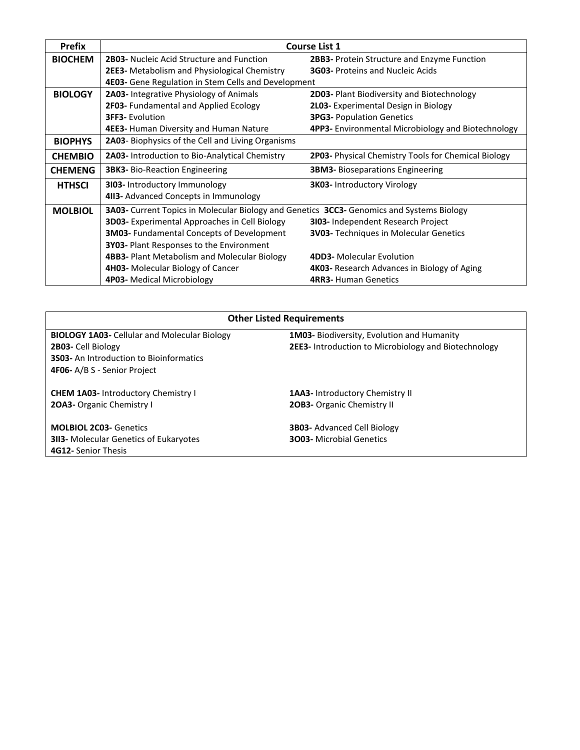| Prefix | Course List 1 | |
|---|---|---|
| **BIOCHEM** | **2B03-** Nucleic Acid Structure and Function | **2BB3-** Protein Structure and Enzyme Function |
| | **2EE3-** Metabolism and Physiological Chemistry | **3G03-** Proteins and Nucleic Acids |
| | **4E03-** Gene Regulation in Stem Cells and Development | |
| **BIOLOGY** | **2A03-** Integrative Physiology of Animals | **2D03-** Plant Biodiversity and Biotechnology |
| | **2F03-** Fundamental and Applied Ecology | **2L03-** Experimental Design in Biology |
| | **3FF3-** Evolution | **3PG3-** Population Genetics |
| | **4EE3-** Human Diversity and Human Nature | **4PP3-** Environmental Microbiology and Biotechnology |
| **BIOPHYS** | **2A03**- Biophysics of the Cell and Living Organisms | |
| **CHEMBIO** | **2A03-** Introduction to Bio-Analytical Chemistry | **2P03-** Physical Chemistry Tools for Chemical Biology |
| **CHEMENG** | **3BK3-** Bio-Reaction Engineering | **3BM3-** Bioseparations Engineering |
| **HTHSCI** | **3I03-** Introductory Immunology | **3K03-** Introductory Virology |
| | **4II3-** Advanced Concepts in Immunology | |
| **MOLBIOL** | **3A03-** Current Topics in Molecular Biology and Genetics | **3CC3-** Genomics and Systems Biology |
| | **3D03-** Experimental Approaches in Cell Biology | **3I03-** Independent Research Project |
| | **3M03-** Fundamental Concepts of Development | **3V03-** Techniques in Molecular Genetics |
| | **3Y03-** Plant Responses to the Environment | |
| | **4BB3-** Plant Metabolism and Molecular Biology | **4DD3-** Molecular Evolution |
| | **4H03-** Molecular Biology of Cancer | **4K03-** Research Advances in Biology of Aging |
| | **4P03-** Medical Microbiology | **4RR3-** Human Genetics |

| Other Listed Requirements | |
|---|---|
| **BIOLOGY 1A03-** Cellular and Molecular Biology | **1M03-** Biodiversity, Evolution and Humanity |
| **2B03-** Cell Biology | **2EE3-** Introduction to Microbiology and Biotechnology |
| **3S03-** An Introduction to Bioinformatics | |
| **4F06-** A/B S - Senior Project | |
| **CHEM 1A03-** Introductory Chemistry I | **1AA3-** Introductory Chemistry II |
| **2OA3-** Organic Chemistry I | **2OB3-** Organic Chemistry II |
| **MOLBIOL 2C03-** Genetics | **3B03-** Advanced Cell Biology |
| **3II3-** Molecular Genetics of Eukaryotes | **3O03-** Microbial Genetics |
| **4G12-** Senior Thesis | |